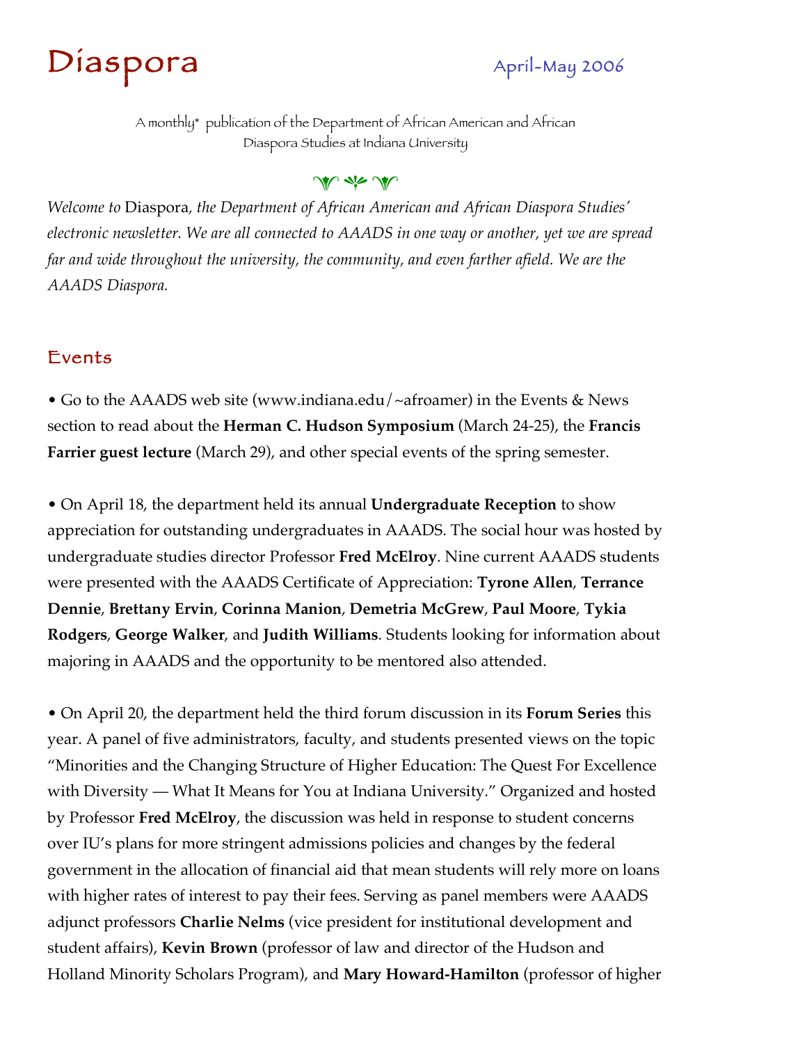# Diaspora

April-May 2006

A monthly* publication of the Department of African American and African Diaspora Studies at Indiana University

*Welcome to* Diaspora*, the Department of African American and African Diaspora Studies' electronic newsletter. We are all connected to AAADS in one way or another, yet we are spread far and wide throughout the university, the community, and even farther afield. We are the AAADS Diaspora.*

## Events

• Go to the AAADS web site (www.indiana.edu/~afroamer) in the Events & News section to read about the **Herman C. Hudson Symposium** (March 24-25), the **Francis Farrier guest lecture** (March 29), and other special events of the spring semester.

• On April 18, the department held its annual **Undergraduate Reception** to show appreciation for outstanding undergraduates in AAADS. The social hour was hosted by undergraduate studies director Professor **Fred McElroy**. Nine current AAADS students were presented with the AAADS Certificate of Appreciation: **Tyrone Allen**, **Terrance Dennie**, **Brettany Ervin**, **Corinna Manion**, **Demetria McGrew**, **Paul Moore**, **Tykia Rodgers**, **George Walker**, and **Judith Williams**. Students looking for information about majoring in AAADS and the opportunity to be mentored also attended.

• On April 20, the department held the third forum discussion in its **Forum Series** this year. A panel of five administrators, faculty, and students presented views on the topic "Minorities and the Changing Structure of Higher Education: The Quest For Excellence with Diversity — What It Means for You at Indiana University." Organized and hosted by Professor **Fred McElroy**, the discussion was held in response to student concerns over IU's plans for more stringent admissions policies and changes by the federal government in the allocation of financial aid that mean students will rely more on loans with higher rates of interest to pay their fees. Serving as panel members were AAADS adjunct professors **Charlie Nelms** (vice president for institutional development and student affairs), **Kevin Brown** (professor of law and director of the Hudson and Holland Minority Scholars Program), and **Mary Howard-Hamilton** (professor of higher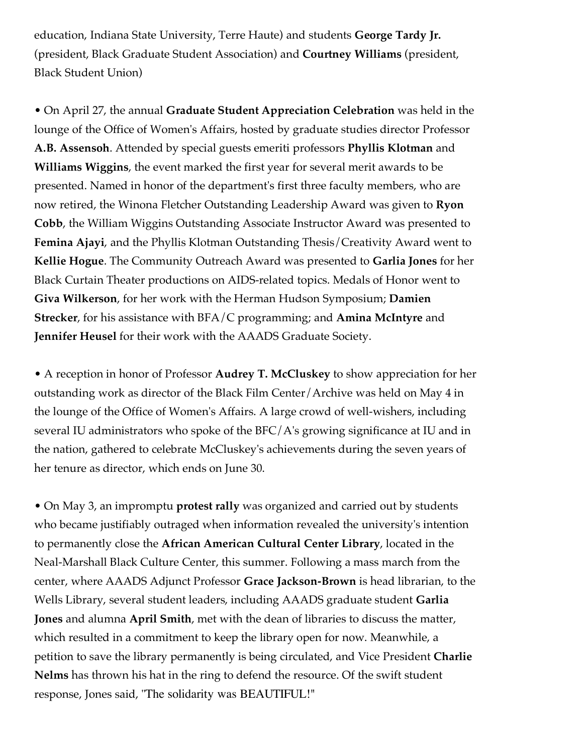education, Indiana State University, Terre Haute) and students **George Tardy Jr.** (president, Black Graduate Student Association) and **Courtney Williams** (president, Black Student Union)

• On April 27, the annual **Graduate Student Appreciation Celebration** was held in the lounge of the Office of Women's Affairs, hosted by graduate studies director Professor **A.B. Assensoh**. Attended by special guests emeriti professors **Phyllis Klotman** and **Williams Wiggins**, the event marked the first year for several merit awards to be presented. Named in honor of the department's first three faculty members, who are now retired, the Winona Fletcher Outstanding Leadership Award was given to **Ryon Cobb**, the William Wiggins Outstanding Associate Instructor Award was presented to **Femina Ajayi**, and the Phyllis Klotman Outstanding Thesis/Creativity Award went to **Kellie Hogue**. The Community Outreach Award was presented to **Garlia Jones** for her Black Curtain Theater productions on AIDS-related topics. Medals of Honor went to **Giva Wilkerson**, for her work with the Herman Hudson Symposium; **Damien Strecker**, for his assistance with BFA/C programming; and **Amina McIntyre** and **Jennifer Heusel** for their work with the AAADS Graduate Society.

• A reception in honor of Professor **Audrey T. McCluskey** to show appreciation for her outstanding work as director of the Black Film Center/Archive was held on May 4 in the lounge of the Office of Women's Affairs. A large crowd of well-wishers, including several IU administrators who spoke of the BFC/A's growing significance at IU and in the nation, gathered to celebrate McCluskey's achievements during the seven years of her tenure as director, which ends on June 30.

• On May 3, an impromptu **protest rally** was organized and carried out by students who became justifiably outraged when information revealed the university's intention to permanently close the **African American Cultural Center Library**, located in the Neal-Marshall Black Culture Center, this summer. Following a mass march from the center, where AAADS Adjunct Professor **Grace Jackson-Brown** is head librarian, to the Wells Library, several student leaders, including AAADS graduate student **Garlia Jones** and alumna **April Smith**, met with the dean of libraries to discuss the matter, which resulted in a commitment to keep the library open for now. Meanwhile, a petition to save the library permanently is being circulated, and Vice President **Charlie Nelms** has thrown his hat in the ring to defend the resource. Of the swift student response, Jones said, "The solidarity was BEAUTIFUL!"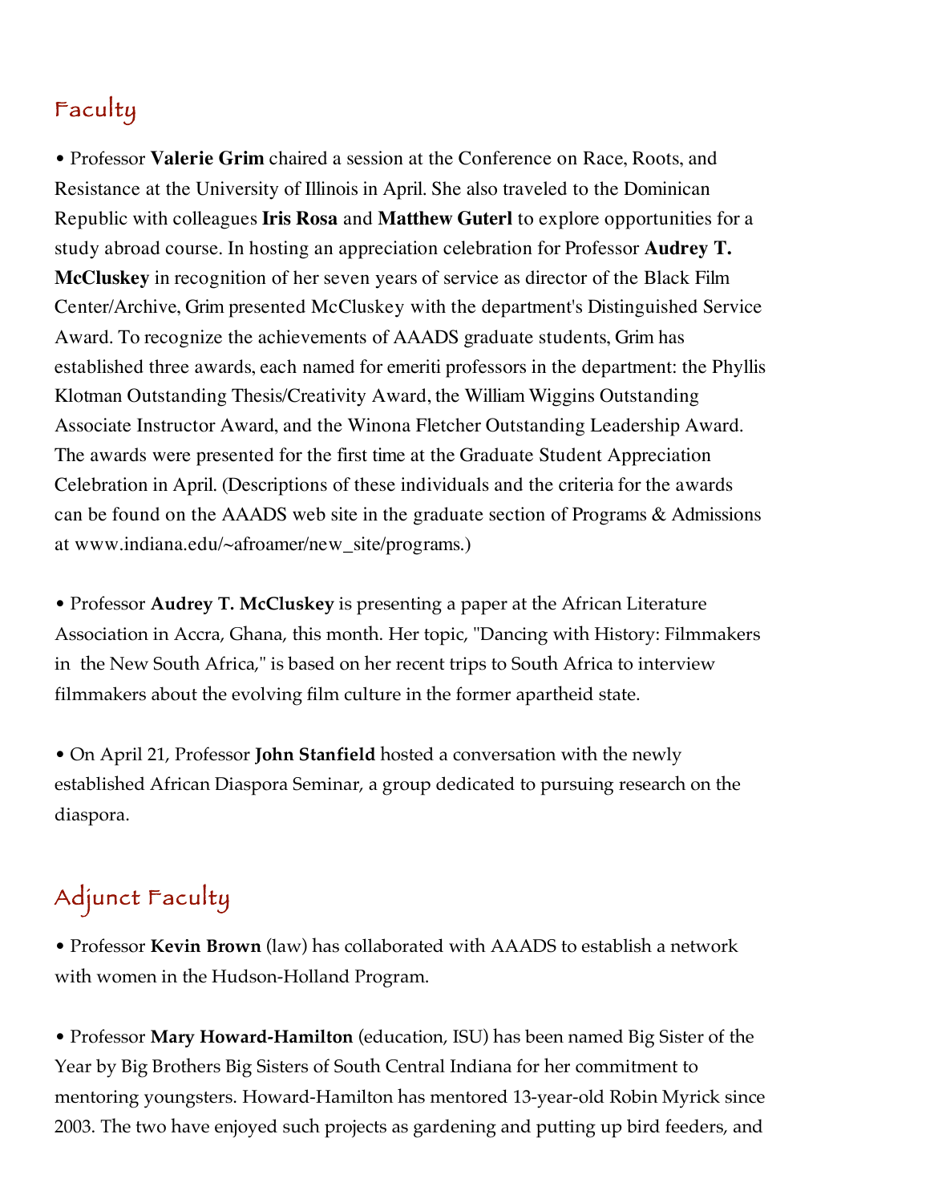## Faculty

• Professor **Valerie Grim** chaired a session at the Conference on Race, Roots, and Resistance at the University of Illinois in April. She also traveled to the Dominican Republic with colleagues **Iris Rosa** and **Matthew Guterl** to explore opportunities for a study abroad course. In hosting an appreciation celebration for Professor **Audrey T. McCluskey** in recognition of her seven years of service as director of the Black Film Center/Archive, Grim presented McCluskey with the department's Distinguished Service Award. To recognize the achievements of AAADS graduate students, Grim has established three awards, each named for emeriti professors in the department: the Phyllis Klotman Outstanding Thesis/Creativity Award, the William Wiggins Outstanding Associate Instructor Award, and the Winona Fletcher Outstanding Leadership Award. The awards were presented for the first time at the Graduate Student Appreciation Celebration in April. (Descriptions of these individuals and the criteria for the awards can be found on the AAADS web site in the graduate section of Programs & Admissions at www.indiana.edu/~afroamer/new_site/programs.)

• Professor **Audrey T. McCluskey** is presenting a paper at the African Literature Association in Accra, Ghana, this month. Her topic, "Dancing with History: Filmmakers in the New South Africa," is based on her recent trips to South Africa to interview filmmakers about the evolving film culture in the former apartheid state.

• On April 21, Professor **John Stanfield** hosted a conversation with the newly established African Diaspora Seminar, a group dedicated to pursuing research on the diaspora.

## Adjunct Faculty

• Professor **Kevin Brown** (law) has collaborated with AAADS to establish a network with women in the Hudson-Holland Program.

• Professor **Mary Howard-Hamilton** (education, ISU) has been named Big Sister of the Year by Big Brothers Big Sisters of South Central Indiana for her commitment to mentoring youngsters. Howard-Hamilton has mentored 13-year-old Robin Myrick since 2003. The two have enjoyed such projects as gardening and putting up bird feeders, and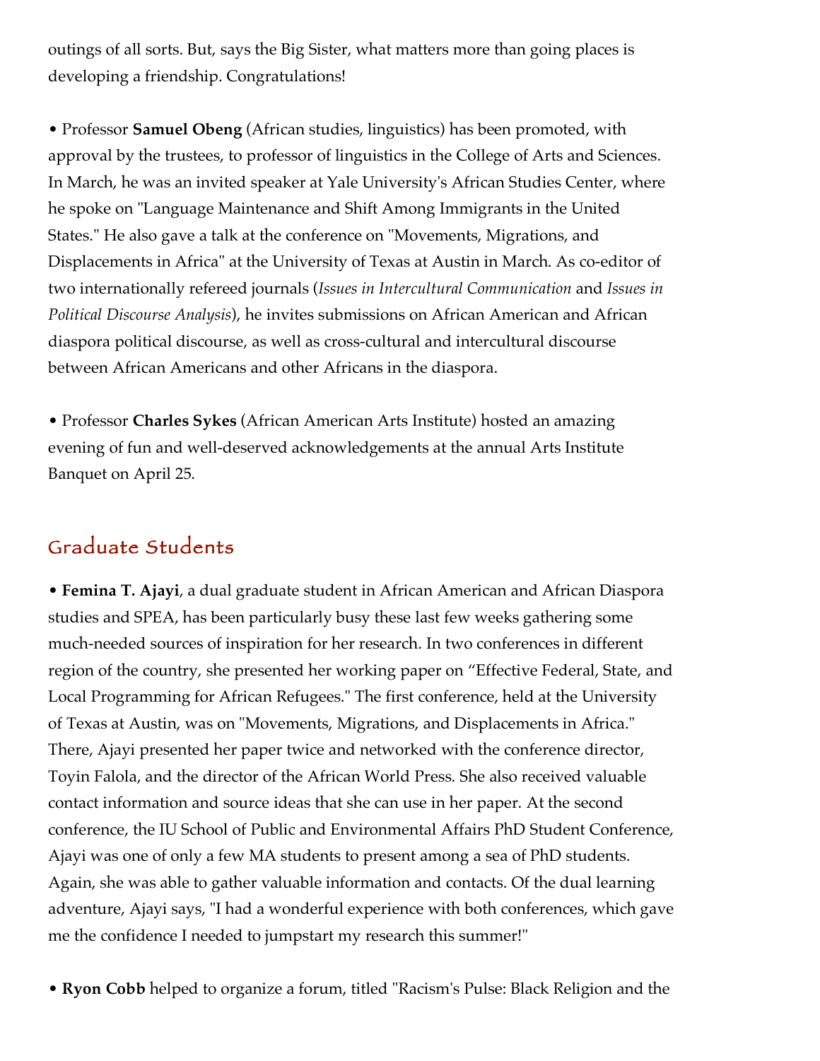outings of all sorts. But, says the Big Sister, what matters more than going places is developing a friendship. Congratulations!

• Professor **Samuel Obeng** (African studies, linguistics) has been promoted, with approval by the trustees, to professor of linguistics in the College of Arts and Sciences. In March, he was an invited speaker at Yale University's African Studies Center, where he spoke on "Language Maintenance and Shift Among Immigrants in the United States." He also gave a talk at the conference on "Movements, Migrations, and Displacements in Africa" at the University of Texas at Austin in March. As co-editor of two internationally refereed journals (*Issues in Intercultural Communication* and *Issues in Political Discourse Analysis*), he invites submissions on African American and African diaspora political discourse, as well as cross-cultural and intercultural discourse between African Americans and other Africans in the diaspora.

• Professor **Charles Sykes** (African American Arts Institute) hosted an amazing evening of fun and well-deserved acknowledgements at the annual Arts Institute Banquet on April 25.

## Graduate Students

• **Femina T. Ajayi**, a dual graduate student in African American and African Diaspora studies and SPEA, has been particularly busy these last few weeks gathering some much-needed sources of inspiration for her research. In two conferences in different region of the country, she presented her working paper on “Effective Federal, State, and Local Programming for African Refugees." The first conference, held at the University of Texas at Austin, was on "Movements, Migrations, and Displacements in Africa." There, Ajayi presented her paper twice and networked with the conference director, Toyin Falola, and the director of the African World Press. She also received valuable contact information and source ideas that she can use in her paper. At the second conference, the IU School of Public and Environmental Affairs PhD Student Conference, Ajayi was one of only a few MA students to present among a sea of PhD students. Again, she was able to gather valuable information and contacts. Of the dual learning adventure, Ajayi says, "I had a wonderful experience with both conferences, which gave me the confidence I needed to jumpstart my research this summer!"

• **Ryon Cobb** helped to organize a forum, titled "Racism's Pulse: Black Religion and the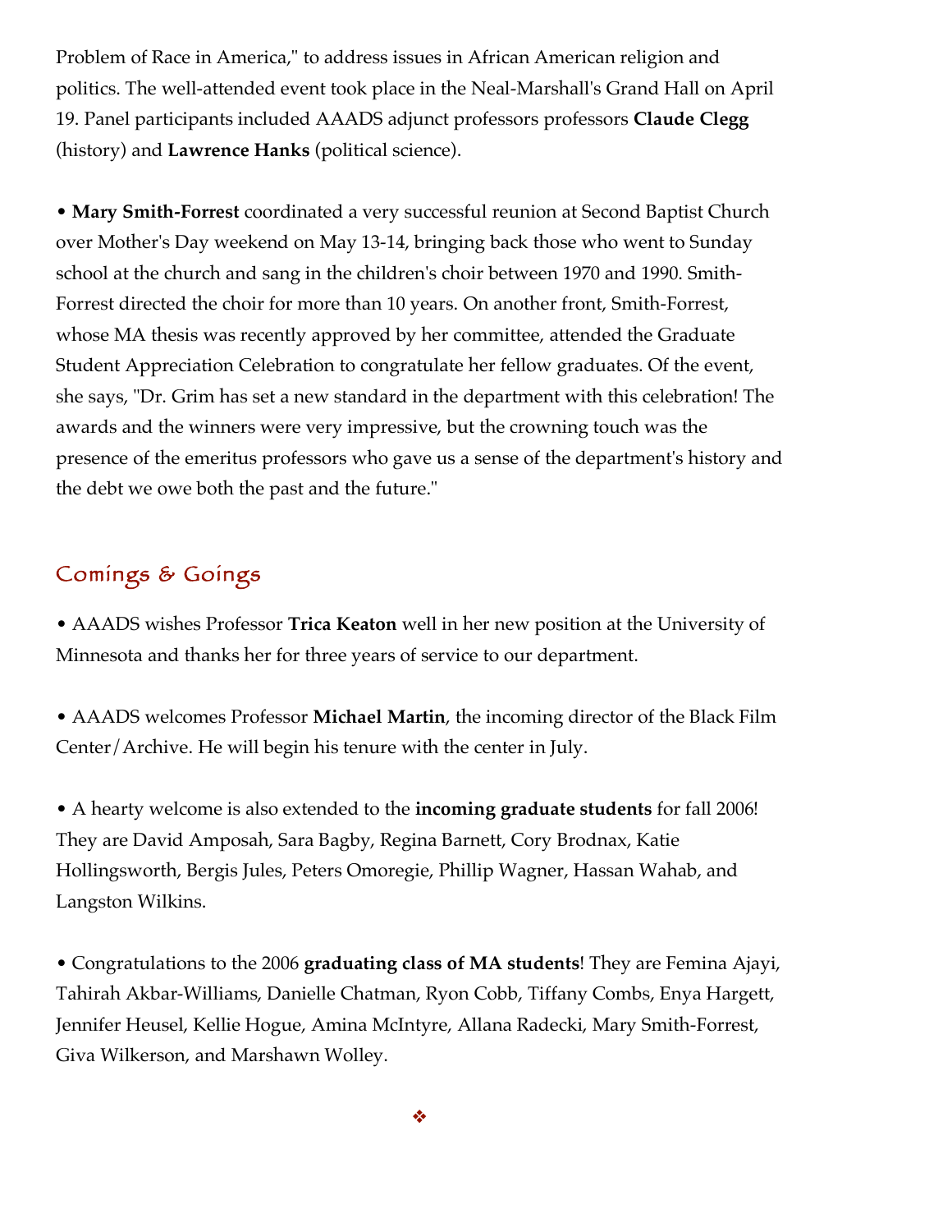Problem of Race in America," to address issues in African American religion and politics. The well-attended event took place in the Neal-Marshall's Grand Hall on April 19. Panel participants included AAADS adjunct professors professors **Claude Clegg** (history) and **Lawrence Hanks** (political science).

• **Mary Smith-Forrest** coordinated a very successful reunion at Second Baptist Church over Mother's Day weekend on May 13-14, bringing back those who went to Sunday school at the church and sang in the children's choir between 1970 and 1990. Smith-Forrest directed the choir for more than 10 years. On another front, Smith-Forrest, whose MA thesis was recently approved by her committee, attended the Graduate Student Appreciation Celebration to congratulate her fellow graduates. Of the event, she says, "Dr. Grim has set a new standard in the department with this celebration! The awards and the winners were very impressive, but the crowning touch was the presence of the emeritus professors who gave us a sense of the department's history and the debt we owe both the past and the future."

## Comings & Goings

• AAADS wishes Professor **Trica Keaton** well in her new position at the University of Minnesota and thanks her for three years of service to our department.

• AAADS welcomes Professor **Michael Martin**, the incoming director of the Black Film Center/Archive. He will begin his tenure with the center in July.

• A hearty welcome is also extended to the **incoming graduate students** for fall 2006! They are David Amposah, Sara Bagby, Regina Barnett, Cory Brodnax, Katie Hollingsworth, Bergis Jules, Peters Omoregie, Phillip Wagner, Hassan Wahab, and Langston Wilkins.

• Congratulations to the 2006 **graduating class of MA students**! They are Femina Ajayi, Tahirah Akbar-Williams, Danielle Chatman, Ryon Cobb, Tiffany Combs, Enya Hargett, Jennifer Heusel, Kellie Hogue, Amina McIntyre, Allana Radecki, Mary Smith-Forrest, Giva Wilkerson, and Marshawn Wolley.

❖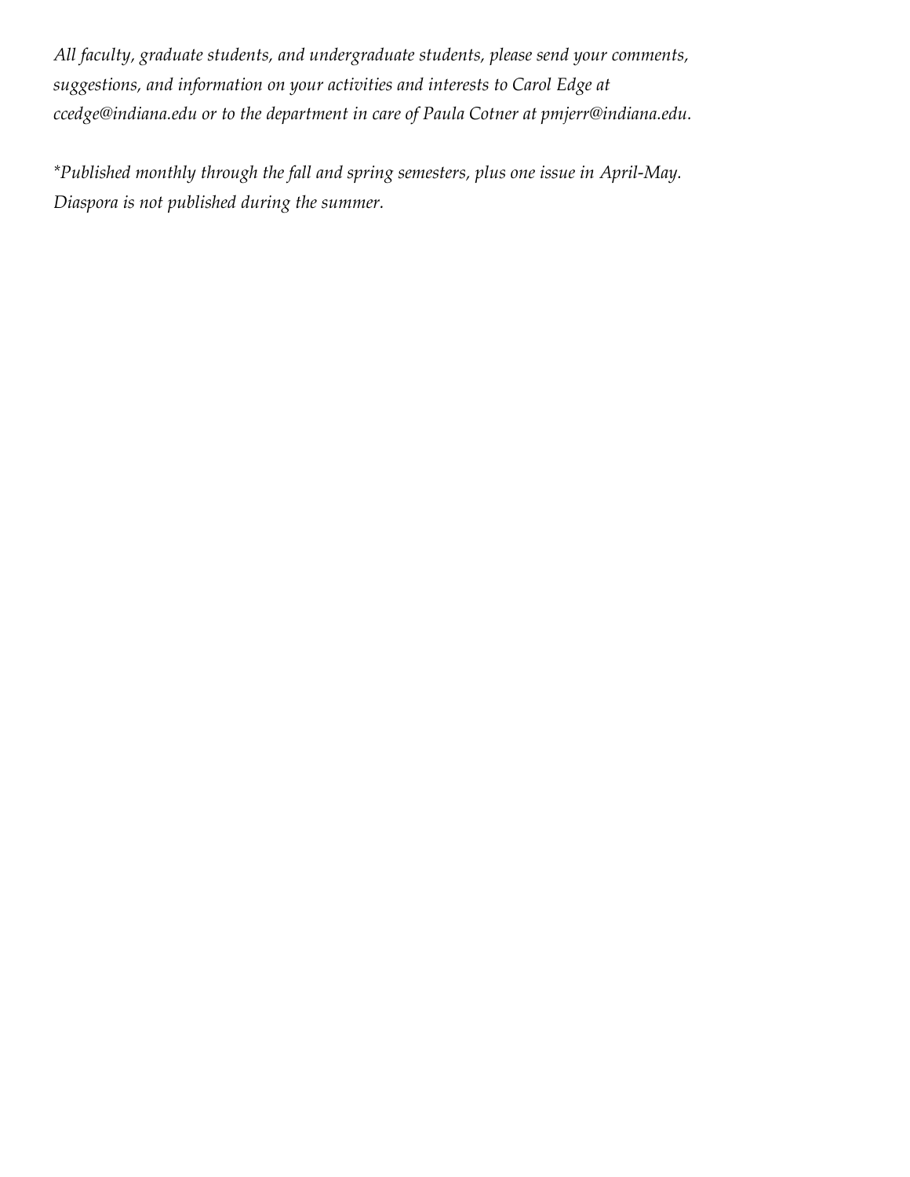*All faculty, graduate students, and undergraduate students, please send your comments, suggestions, and information on your activities and interests to Carol Edge at ccedge@indiana.edu or to the department in care of Paula Cotner at pmjerr@indiana.edu.*

*\*Published monthly through the fall and spring semesters, plus one issue in April-May. Diaspora is not published during the summer.*